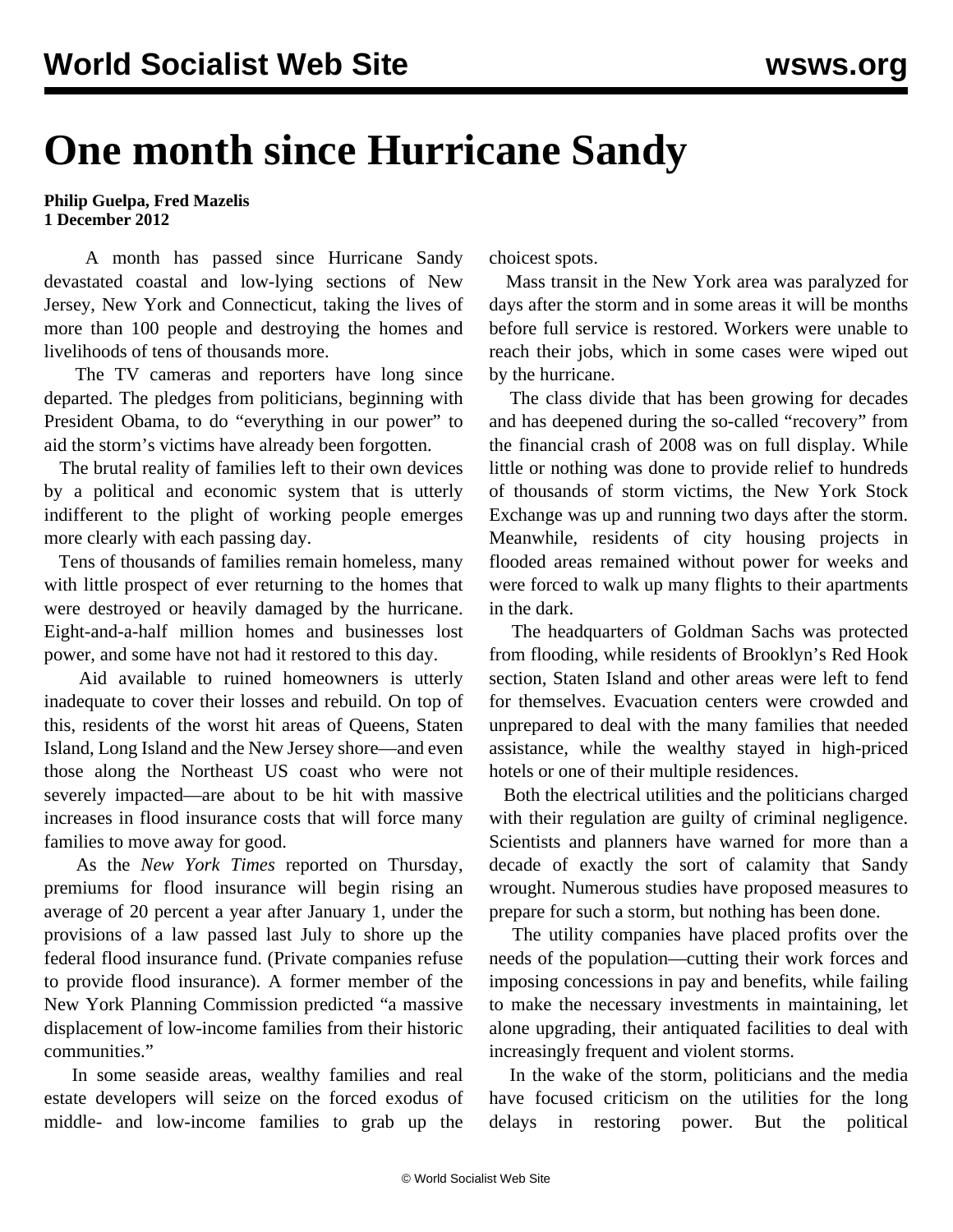# One month since Hurricane Sandy

**Philip Guelpa, Fred Mazelis**
**1 December 2012**

A month has passed since Hurricane Sandy devastated coastal and low-lying sections of New Jersey, New York and Connecticut, taking the lives of more than 100 people and destroying the homes and livelihoods of tens of thousands more.

The TV cameras and reporters have long since departed. The pledges from politicians, beginning with President Obama, to do "everything in our power" to aid the storm's victims have already been forgotten.

The brutal reality of families left to their own devices by a political and economic system that is utterly indifferent to the plight of working people emerges more clearly with each passing day.

Tens of thousands of families remain homeless, many with little prospect of ever returning to the homes that were destroyed or heavily damaged by the hurricane. Eight-and-a-half million homes and businesses lost power, and some have not had it restored to this day.

Aid available to ruined homeowners is utterly inadequate to cover their losses and rebuild. On top of this, residents of the worst hit areas of Queens, Staten Island, Long Island and the New Jersey shore—and even those along the Northeast US coast who were not severely impacted—are about to be hit with massive increases in flood insurance costs that will force many families to move away for good.

As the *New York Times* reported on Thursday, premiums for flood insurance will begin rising an average of 20 percent a year after January 1, under the provisions of a law passed last July to shore up the federal flood insurance fund. (Private companies refuse to provide flood insurance). A former member of the New York Planning Commission predicted "a massive displacement of low-income families from their historic communities."

In some seaside areas, wealthy families and real estate developers will seize on the forced exodus of middle- and low-income families to grab up the choicest spots.

Mass transit in the New York area was paralyzed for days after the storm and in some areas it will be months before full service is restored. Workers were unable to reach their jobs, which in some cases were wiped out by the hurricane.

The class divide that has been growing for decades and has deepened during the so-called "recovery" from the financial crash of 2008 was on full display. While little or nothing was done to provide relief to hundreds of thousands of storm victims, the New York Stock Exchange was up and running two days after the storm. Meanwhile, residents of city housing projects in flooded areas remained without power for weeks and were forced to walk up many flights to their apartments in the dark.

The headquarters of Goldman Sachs was protected from flooding, while residents of Brooklyn's Red Hook section, Staten Island and other areas were left to fend for themselves. Evacuation centers were crowded and unprepared to deal with the many families that needed assistance, while the wealthy stayed in high-priced hotels or one of their multiple residences.

Both the electrical utilities and the politicians charged with their regulation are guilty of criminal negligence. Scientists and planners have warned for more than a decade of exactly the sort of calamity that Sandy wrought. Numerous studies have proposed measures to prepare for such a storm, but nothing has been done.

The utility companies have placed profits over the needs of the population—cutting their work forces and imposing concessions in pay and benefits, while failing to make the necessary investments in maintaining, let alone upgrading, their antiquated facilities to deal with increasingly frequent and violent storms.

In the wake of the storm, politicians and the media have focused criticism on the utilities for the long delays in restoring power. But the political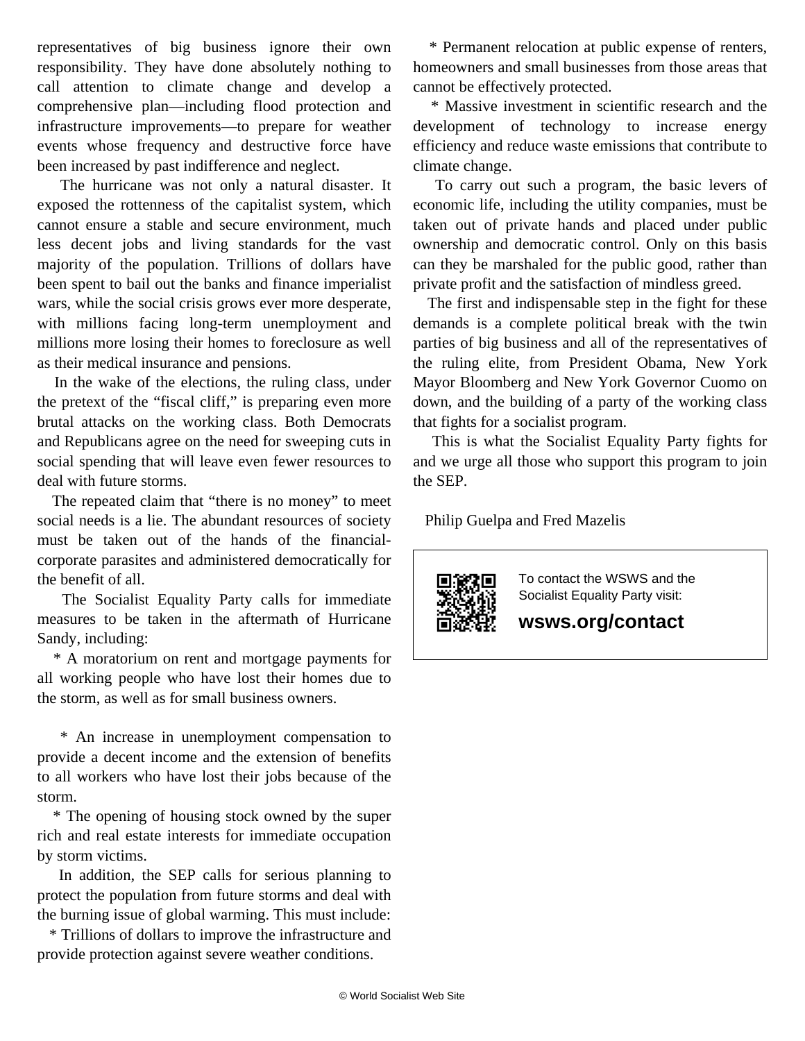representatives of big business ignore their own responsibility. They have done absolutely nothing to call attention to climate change and develop a comprehensive plan—including flood protection and infrastructure improvements—to prepare for weather events whose frequency and destructive force have been increased by past indifference and neglect.

The hurricane was not only a natural disaster. It exposed the rottenness of the capitalist system, which cannot ensure a stable and secure environment, much less decent jobs and living standards for the vast majority of the population. Trillions of dollars have been spent to bail out the banks and finance imperialist wars, while the social crisis grows ever more desperate, with millions facing long-term unemployment and millions more losing their homes to foreclosure as well as their medical insurance and pensions.

In the wake of the elections, the ruling class, under the pretext of the "fiscal cliff," is preparing even more brutal attacks on the working class. Both Democrats and Republicans agree on the need for sweeping cuts in social spending that will leave even fewer resources to deal with future storms.

The repeated claim that "there is no money" to meet social needs is a lie. The abundant resources of society must be taken out of the hands of the financial-corporate parasites and administered democratically for the benefit of all.

The Socialist Equality Party calls for immediate measures to be taken in the aftermath of Hurricane Sandy, including:

* A moratorium on rent and mortgage payments for all working people who have lost their homes due to the storm, as well as for small business owners.

* An increase in unemployment compensation to provide a decent income and the extension of benefits to all workers who have lost their jobs because of the storm.

* The opening of housing stock owned by the super rich and real estate interests for immediate occupation by storm victims.

In addition, the SEP calls for serious planning to protect the population from future storms and deal with the burning issue of global warming. This must include:

* Trillions of dollars to improve the infrastructure and provide protection against severe weather conditions.

* Permanent relocation at public expense of renters, homeowners and small businesses from those areas that cannot be effectively protected.

* Massive investment in scientific research and the development of technology to increase energy efficiency and reduce waste emissions that contribute to climate change.

To carry out such a program, the basic levers of economic life, including the utility companies, must be taken out of private hands and placed under public ownership and democratic control. Only on this basis can they be marshaled for the public good, rather than private profit and the satisfaction of mindless greed.

The first and indispensable step in the fight for these demands is a complete political break with the twin parties of big business and all of the representatives of the ruling elite, from President Obama, New York Mayor Bloomberg and New York Governor Cuomo on down, and the building of a party of the working class that fights for a socialist program.

This is what the Socialist Equality Party fights for and we urge all those who support this program to join the SEP.

Philip Guelpa and Fred Mazelis

To contact the WSWS and the Socialist Equality Party visit:

**wsws.org/contact**